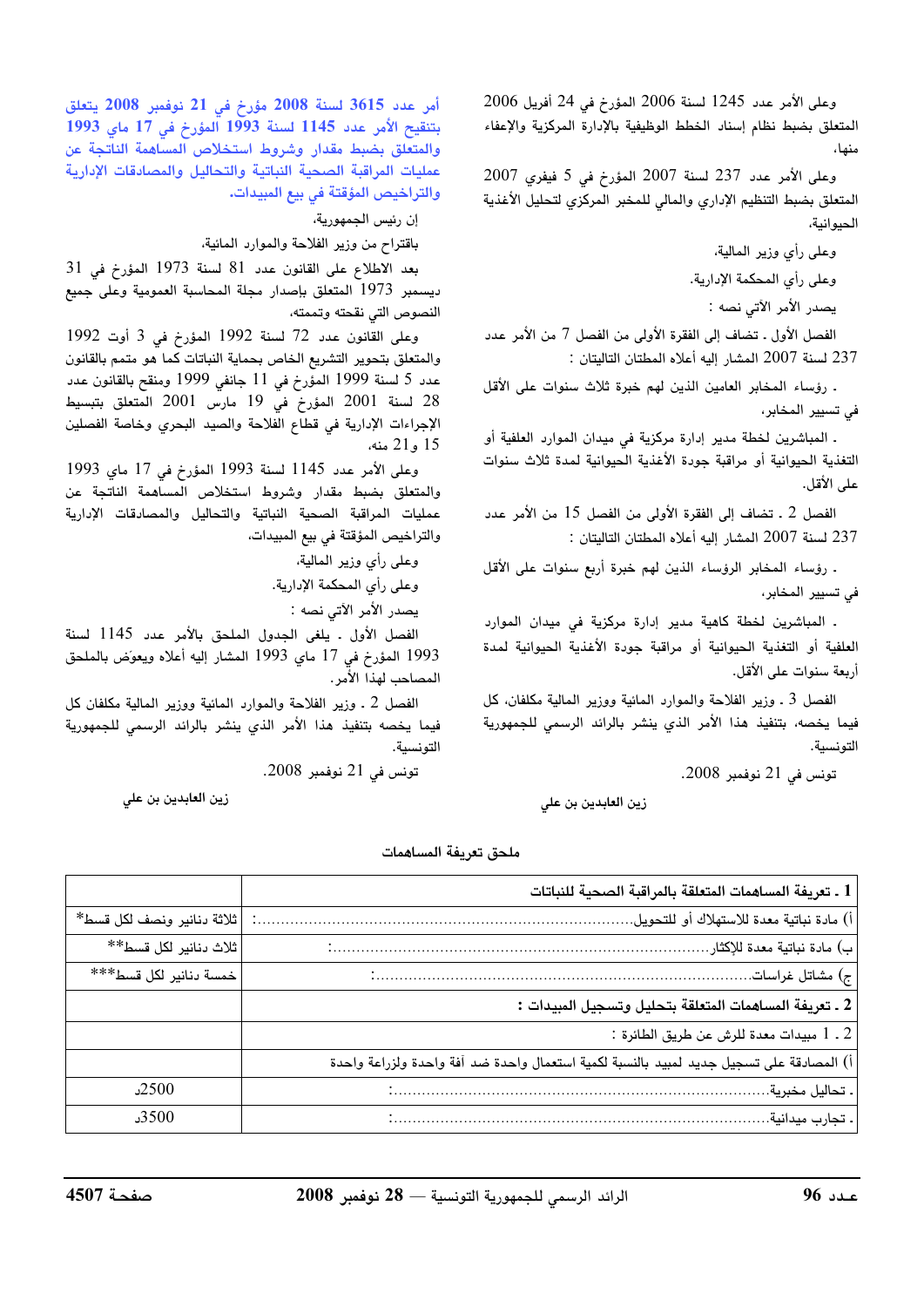وعلى الأمر عدد 1245 لسنة 2006 المؤرخ في 24 أفريل 2006 المتعلق بضبط نظام إسناد الخطط الوظيفية بالإدارة المركزية والإعفاء منها،

وعلى الأمر عدد 237 لسنة 2007 المؤرخ في 5 فيفري 2007 المتعلق بضبط التنظيم الإداري والمالي للمخبر المركزي لتحليل الأغذية الحيوانية،

وعلى رأي وزير المالية،

وعلى رأي المحكمة الإدارية،

يصدر الأمر الآتي نصه :

الفصل الأول ـ تضاف إلى الفقرة الأولى من الفصل 7 من الأمر عدد 237 لسنة 2007 المشار إليه أعلاه المطتان التاليتان :

ـ رؤساء المخابر العامين الذين لهم خبرة ثلاث سنوات على الأقل في تسيير المخابر،

ـ المباشرين لخطة مدير إدارة مركزية في ميدان الموارد العلفية أو التغذية الحيوانية أو مراقبة جودة الأغذية الحيوانية لمدة ثلاث سنوات على الأقل.

الفصل 2 ـ تضاف إلى الفقرة الأولى من الفصل 15 من الأمر عدد 237 لسنة 2007 المشار إليه أعلاه المطتان التاليتان :

ـ رؤساء المخابر الرؤساء الذين لهم خبرة أربع سنوات على الأقل في تسيير المخابر،

ـ المباشرين لخطة كاهية مدير إدارة مركزية في ميدان الموارد العلفية أو التغذية الحيوانية أو مراقبة جودة الأغذية الحيوانية لمدة أربعة سنوات على الأقل.

الفصل 3 ـ وزير الفلاحة والموارد المائية ووزير المالية مكلفان، كل فيما يخصه، بتنفيذ هذا الأمر الذي ينشر بالرائد الرسمي للجمهورية التونسية.

تونس في 21 نوفمبر 2008.

زين العابدين بن علي

**أمر عدد 3615 لسنة 2008 مؤرخ في 21 نوفمبر 2008 يتعلق بتنقيح الأمر عدد 1145 لسنة 1993 المؤرخ في 17 ماي 1993 والمتعلق بضبط مقدار وشروط استخلاص المساهمة الناتجة عن عمليات المراقبة الصحية النباتية والتحاليل والمصادقات الإدارية والتراخيص المؤقتة في بيع المبيدات.**

إن رئيس الجمهورية،

باقتراح من وزير الفلاحة والموارد المائية،

بعد الاطلاع على القانون عدد 81 لسنة 1973 المؤرخ في 31 ديسمبر 1973 المتعلق بإصدار مجلة المحاسبة العمومية وعلى جميع النصوص التي نقحته وتممته،

وعلى القانون عدد 72 لسنة 1992 المؤرخ في 3 أوت 1992 والمتعلق بتحوير التشريع الخاص بحماية النباتات كما هو متمم بالقانون عدد 5 لسنة 1999 المؤرخ في 11 جانفي 1999 ومنقح بالقانون عدد 28 لسنة 2001 المؤرخ في 19 مارس 2001 المتعلق بتبسيط الإجراءات الإدارية في قطاع الفلاحة والصيد البحري وخاصة الفصلين 15 و21 منه،

وعلى الأمر عدد 1145 لسنة 1993 المؤرخ في 17 ماي 1993 والمتعلق بضبط مقدار وشروط استخلاص المساهمة الناتجة عن عمليات المراقبة الصحية النباتية والتحاليل والمصادقات الإدارية والتراخيص المؤقتة في بيع المبيدات،

وعلى رأي وزير المالية،

وعلى رأي المحكمة الإدارية،

يصدر الأمر الآتي نصه :

الفصل الأول ـ يلغى الجدول الملحق بالأمر عدد 1145 لسنة 1993 المؤرخ في 17 ماي 1993 المشار إليه أعلاه ويعوض بالملحق المصاحب لهذا الأمر.

الفصل 2 ـ وزير الفلاحة والموارد المائية ووزير المالية مكلفان كل فيما يخصه بتنفيذ هذا الأمر الذي ينشر بالرائد الرسمي للجمهورية التونسية.

تونس في 21 نوفمبر 2008.

زين العابدين بن علي

**ملحق تعريفة المساهمات**

| | |
|---|---|
| **1 ـ تعريفة المساهمات المتعلقة بالمراقبة الصحية للنباتات** | |
| أ) مادة نباتية معدة للاستهلاك أو للتحويل.......................................................: | ثلاثة دنانير ونصف لكل قسط* |
| ب) مادة نباتية معدة للإكثار.......................................................: | ثلاث دنانير لكل قسط** |
| ج) مشاتل غراسات.......................................................: | خمسة دنانير لكل قسط*** |
| **2 ـ تعريفة المساهمات المتعلقة بتحليل وتسجيل المبيدات :** | |
| 2 ـ 1 مبيدات معدة للرش عن طريق الطائرة : | |
| أ) المصادقة على تسجيل جديد لمبيد بالنسبة لكمية استعمال واحدة ضد آفة واحدة ولزراعة واحدة | |
| ـ تحاليل مخبرية.......................................................: | 2500د |
| ـ تجارب ميدانية.......................................................: | 3500د |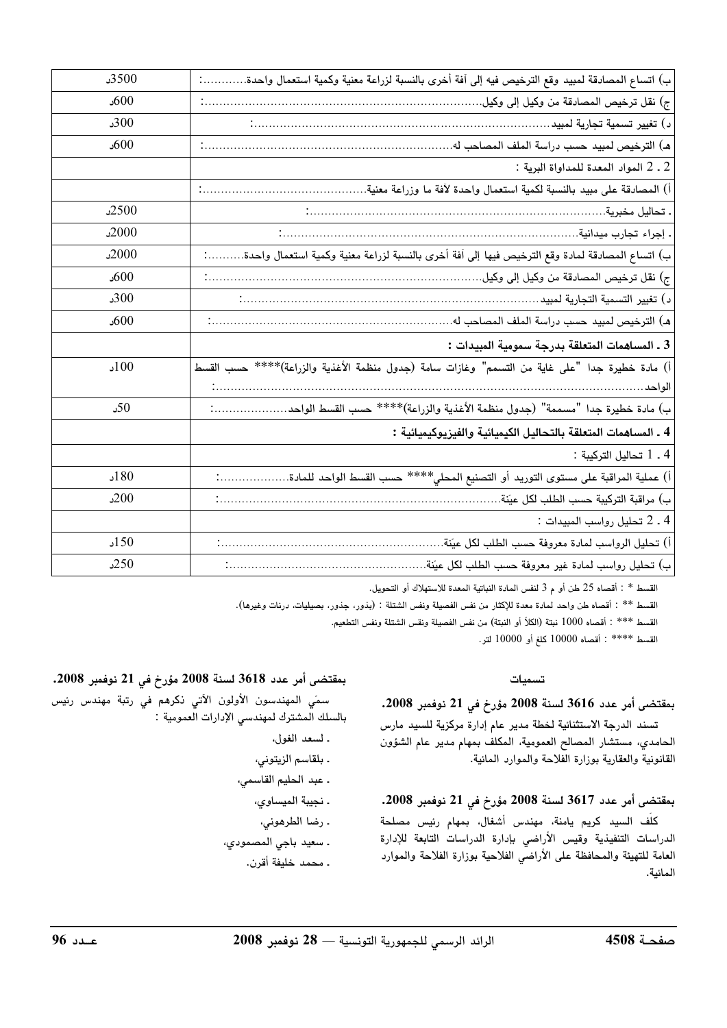| | |
|---|---|
| ب) اتساع المصادقة لمبيد وقع الترخيص فيه إلى آفة أخرى بالنسبة لزراعة معنية وكمية استعمال واحدة............: | 3500د |
| ج) نقل ترخيص المصادقة من وكيل إلى وكيل.........................................................................: | 600د |
| د) تغيير تسمية تجارية لمبيد...............................................................................: | 300د |
| هـ) الترخيص لمبيد حسب دراسة الملف المصاحب له..................................................................: | 600د |
| 2 . 2 المواد المعدة للمداواة البرية : | |
| أ) المصادقة على مبيد بالنسبة لكمية استعمال واحدة لآفة ما وزراعة معنية...........................................: | |
| . تحاليل مخبرية..............................................................................: | 2500د |
| . إجراء تجارب ميدانية..............................................................................: | 2000د |
| ب) اتساع المصادقة لمادة وقع الترخيص فيها إلى آفة أخرى بالنسبة لزراعة معنية وكمية استعمال واحدة..........: | 2000د |
| ج) نقل ترخيص المصادقة من وكيل إلى وكيل........................................................................: | 600د |
| د) تغيير التسمية التجارية لمبيد..............................................................................: | 300د |
| هـ) الترخيص لمبيد حسب دراسة الملف المصاحب له................................................................: | 600د |
| 3 . المساهمات المتعلقة بدرجة سمومية المبيدات : | |
| أ) مادة خطيرة جدا "على غاية من التسمم" وغازات سامة (جدول منظمة الأغذية والزراعة)**** حسب القسط الواحد..............................................................................................................................: | 100د |
| ب) مادة خطيرة جدا "مسممة" (جدول منظمة الأغذية والزراعة)**** حسب القسط الواحد....................: | 50د |
| 4 . المساهمات المتعلقة بالتحاليل الكيميائية والفيزيوكيميائية : | |
| 4 . 1 تحاليل التركيبة : | |
| أ) عملية المراقبة على مستوى التوريد أو التصنيع المحلي**** حسب القسط الواحد للمادة.................: | 180د |
| ب) مراقبة التركيبة حسب الطلب لكل عيّنة..........................................................................: | 200د |
| 4 . 2 تحليل رواسب المبيدات : | |
| أ) تحليل الرواسب لمادة معروفة حسب الطلب لكل عيّنة...........................................................: | 150د |
| ب) تحليل رواسب لمادة غير معروفة حسب الطلب لكل عيّنة...................................................: | 250د |

القسط * : أقصاه 25 طن أو م 3 لنفس المادة النباتية المعدة للاستهلاك أو التحويل.

القسط ** : أقصاه طن واحد لمادة معدة للإكثار من نفس الفصيلة ونفس الشتلة : (بذور، جذور، بصيليات، درنات وغيرها).

القسط *** : أقصاه 1000 نبتة (الكلأ أو النبتة) من نفس الفصيلة ونفس الشتلة ونفس التطعيم.

القسط **** : أقصاه 10000 كلغ أو 10000 لتر.

## تسميات

**بمقتضى أمر عدد 3616 لسنة 2008 مؤرخ في 21 نوفمبر 2008.**

تسند الدرجة الاستثنائية لخطة مدير عام إدارة مركزية للسيد مارس الحامدي، مستشار المصالح العمومية، المكلف بمهام مدير عام الشؤون القانونية والعقارية بوزارة الفلاحة والموارد المائية.

**بمقتضى أمر عدد 3617 لسنة 2008 مؤرخ في 21 نوفمبر 2008.**

كلّف السيد كريم يامنة، مهندس أشغال، بمهام رئيس مصلحة الدراسات التنفيذية وقيس الأراضي بإدارة الدراسات التابعة للإدارة العامة للتهيئة والمحافظة على الأراضي الفلاحية بوزارة الفلاحة والموارد المائية.

**بمقتضى أمر عدد 3618 لسنة 2008 مؤرخ في 21 نوفمبر 2008.**

سمّي المهندسون الأولون الآتي ذكرهم في رتبة مهندس رئيس بالسلك المشترك لمهندسي الإدارات العمومية :

- لسعد الغول،
- بلقاسم الزيتوني،
- عبد الحليم القاسمي،
- نجيبة الميساوي،
- رضا الطرهوني،
- سعيد باجي المصمودي،
- محمد خليفة أقرن.